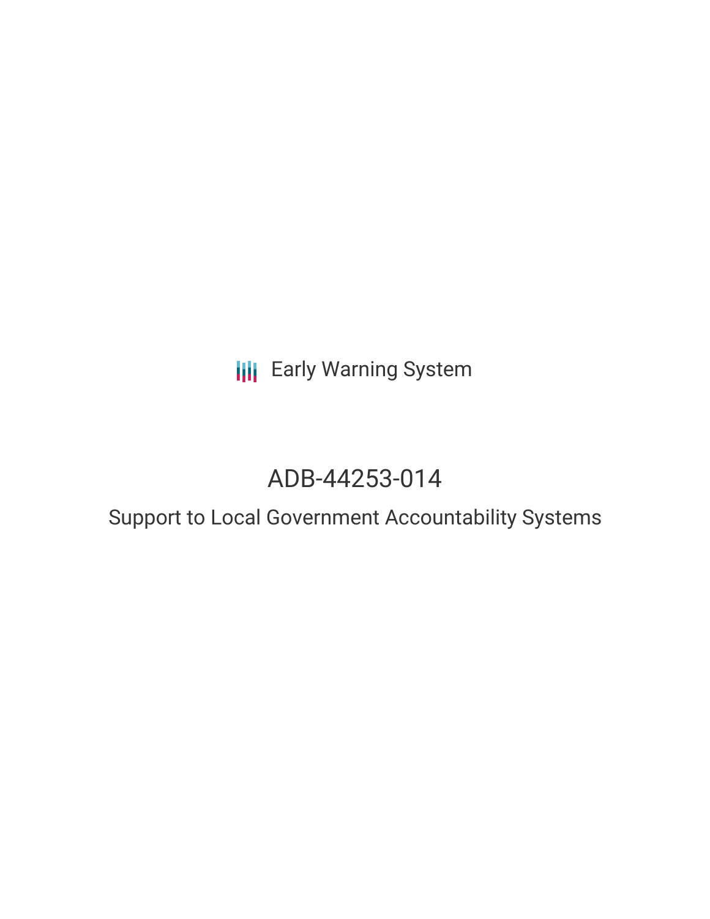Early Warning System

# ADB-44253-014

## Support to Local Government Accountability Systems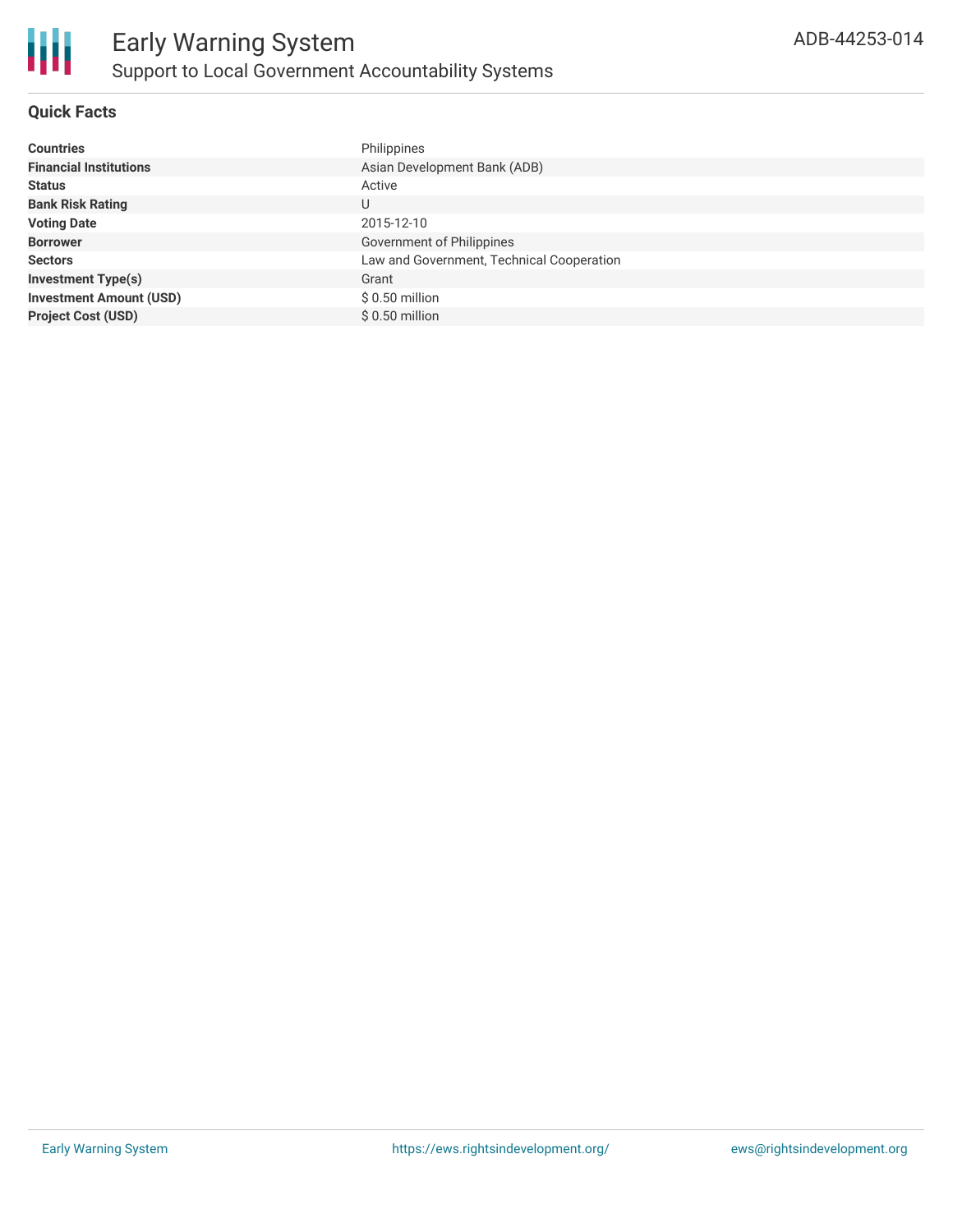# Early Warning System

## Support to Local Government Accountability Systems

ADB-44253-014

### Quick Facts

| | |
|---|---|
| **Countries** | Philippines |
| **Financial Institutions** | Asian Development Bank (ADB) |
| **Status** | Active |
| **Bank Risk Rating** | U |
| **Voting Date** | 2015-12-10 |
| **Borrower** | Government of Philippines |
| **Sectors** | Law and Government, Technical Cooperation |
| **Investment Type(s)** | Grant |
| **Investment Amount (USD)** | $ 0.50 million |
| **Project Cost (USD)** | $ 0.50 million |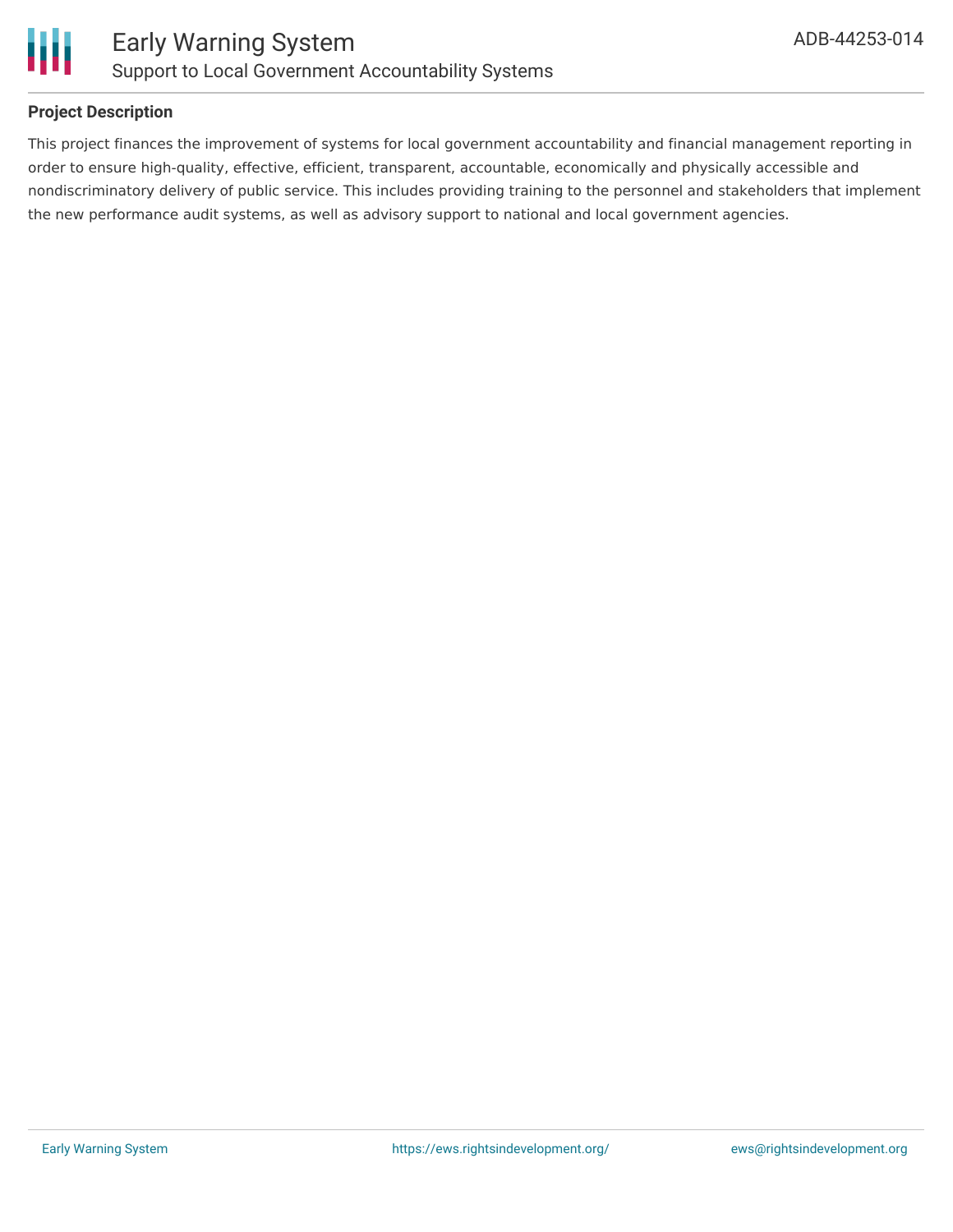## Project Description

This project finances the improvement of systems for local government accountability and financial management reporting in order to ensure high-quality, effective, efficient, transparent, accountable, economically and physically accessible and nondiscriminatory delivery of public service. This includes providing training to the personnel and stakeholders that implement the new performance audit systems, as well as advisory support to national and local government agencies.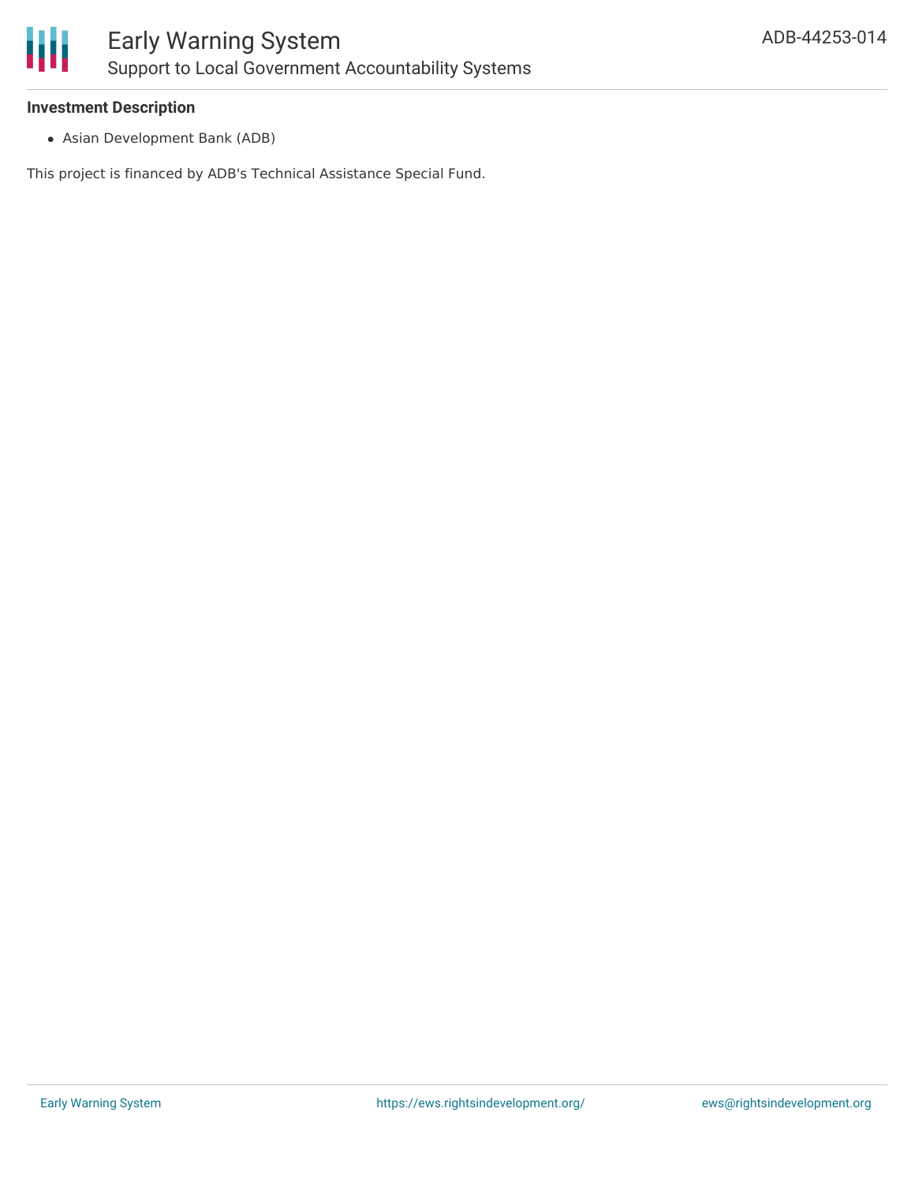### Investment Description

- Asian Development Bank (ADB)

This project is financed by ADB's Technical Assistance Special Fund.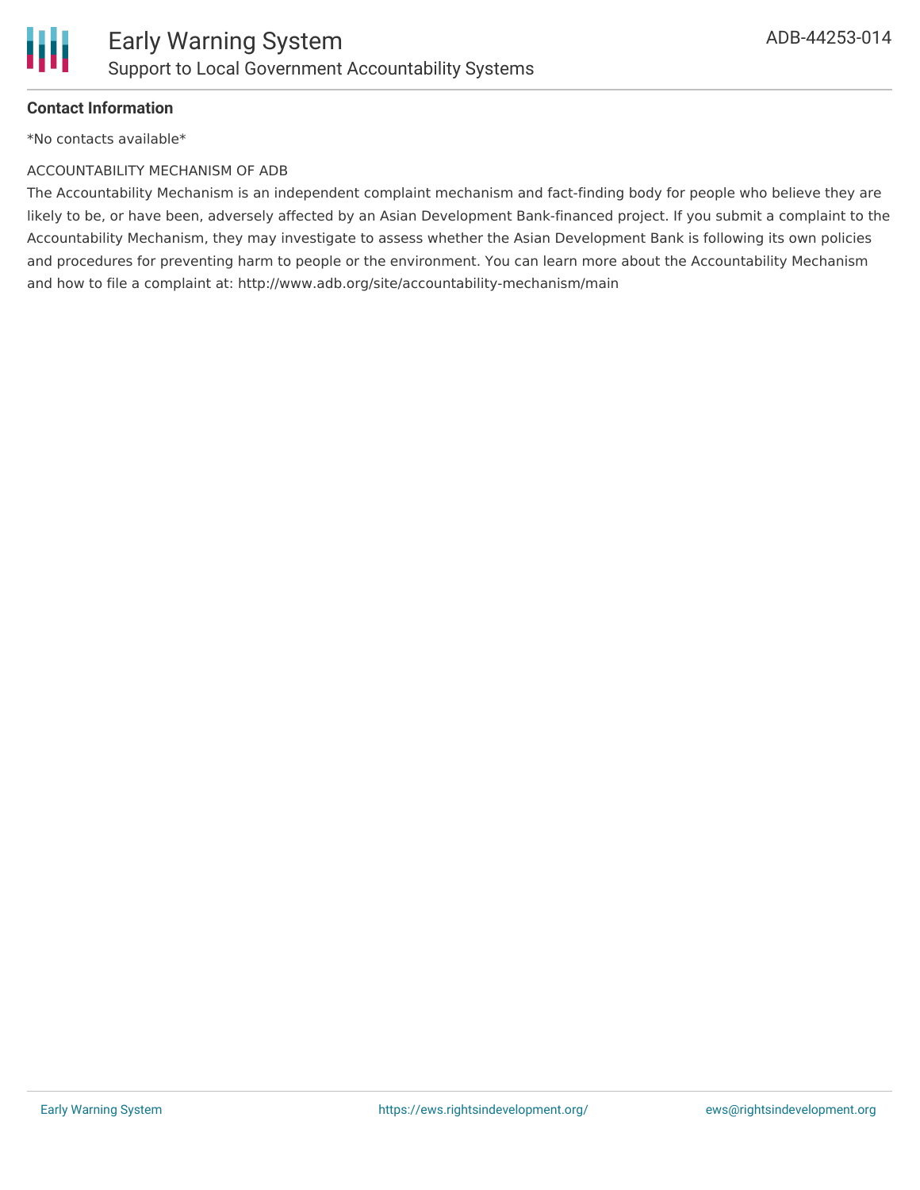**Contact Information**

*No contacts available*

ACCOUNTABILITY MECHANISM OF ADB

The Accountability Mechanism is an independent complaint mechanism and fact-finding body for people who believe they are likely to be, or have been, adversely affected by an Asian Development Bank-financed project. If you submit a complaint to the Accountability Mechanism, they may investigate to assess whether the Asian Development Bank is following its own policies and procedures for preventing harm to people or the environment. You can learn more about the Accountability Mechanism and how to file a complaint at: http://www.adb.org/site/accountability-mechanism/main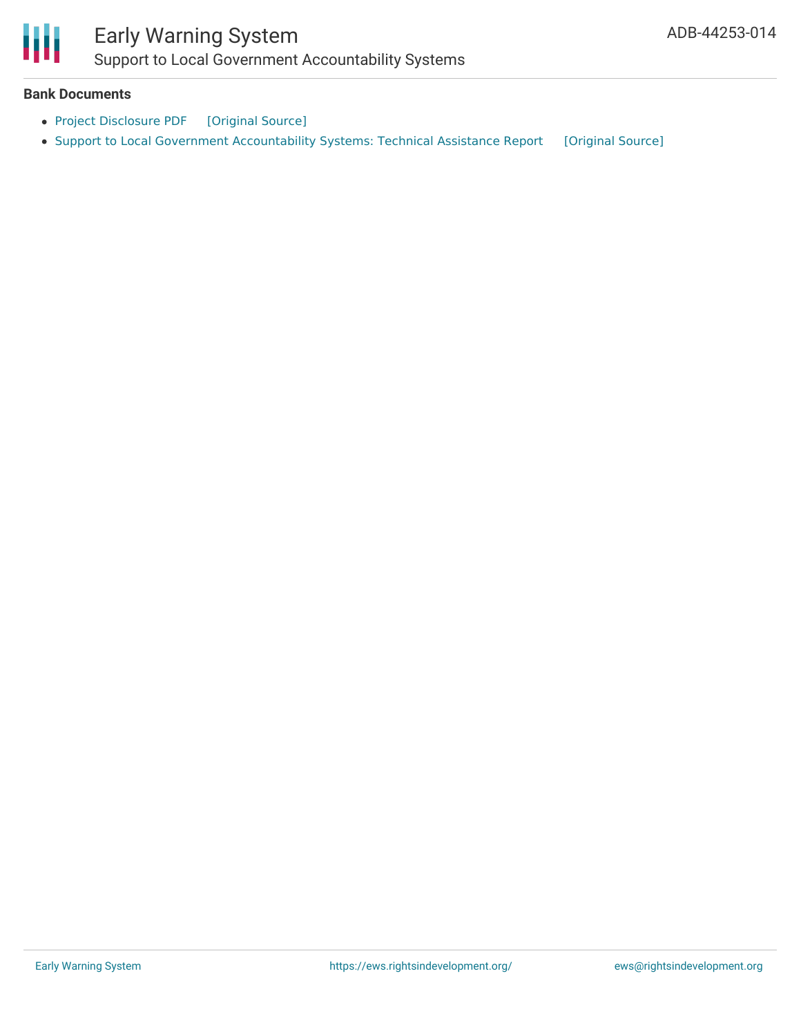### Bank Documents

- Project Disclosure PDF [Original Source]
- Support to Local Government Accountability Systems: Technical Assistance Report [Original Source]